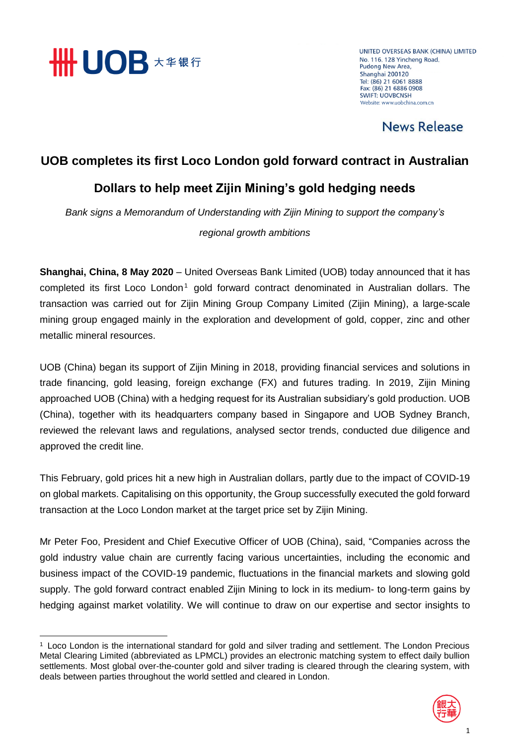UNITED OVERSEAS BANK (CHINA) LIMITED
No. 116, 128 Yincheng Road,
Pudong New Area,
Shanghai 200120
Tel: (86) 21 6061 8888
Fax: (86) 21 6886 0908
SWIFT: UOVBCNSH
Website: www.uobchina.com.cn

News Release

# UOB completes its first Loco London gold forward contract in Australian Dollars to help meet Zijin Mining's gold hedging needs

*Bank signs a Memorandum of Understanding with Zijin Mining to support the company's regional growth ambitions*

**Shanghai, China, 8 May 2020** – United Overseas Bank Limited (UOB) today announced that it has completed its first Loco London[1] gold forward contract denominated in Australian dollars. The transaction was carried out for Zijin Mining Group Company Limited (Zijin Mining), a large-scale mining group engaged mainly in the exploration and development of gold, copper, zinc and other metallic mineral resources.

UOB (China) began its support of Zijin Mining in 2018, providing financial services and solutions in trade financing, gold leasing, foreign exchange (FX) and futures trading. In 2019, Zijin Mining approached UOB (China) with a hedging request for its Australian subsidiary's gold production. UOB (China), together with its headquarters company based in Singapore and UOB Sydney Branch, reviewed the relevant laws and regulations, analysed sector trends, conducted due diligence and approved the credit line.

This February, gold prices hit a new high in Australian dollars, partly due to the impact of COVID-19 on global markets. Capitalising on this opportunity, the Group successfully executed the gold forward transaction at the Loco London market at the target price set by Zijin Mining.

Mr Peter Foo, President and Chief Executive Officer of UOB (China), said, "Companies across the gold industry value chain are currently facing various uncertainties, including the economic and business impact of the COVID-19 pandemic, fluctuations in the financial markets and slowing gold supply. The gold forward contract enabled Zijin Mining to lock in its medium- to long-term gains by hedging against market volatility. We will continue to draw on our expertise and sector insights to

---

[1] Loco London is the international standard for gold and silver trading and settlement. The London Precious Metal Clearing Limited (abbreviated as LPMCL) provides an electronic matching system to effect daily bullion settlements. Most global over-the-counter gold and silver trading is cleared through the clearing system, with deals between parties throughout the world settled and cleared in London.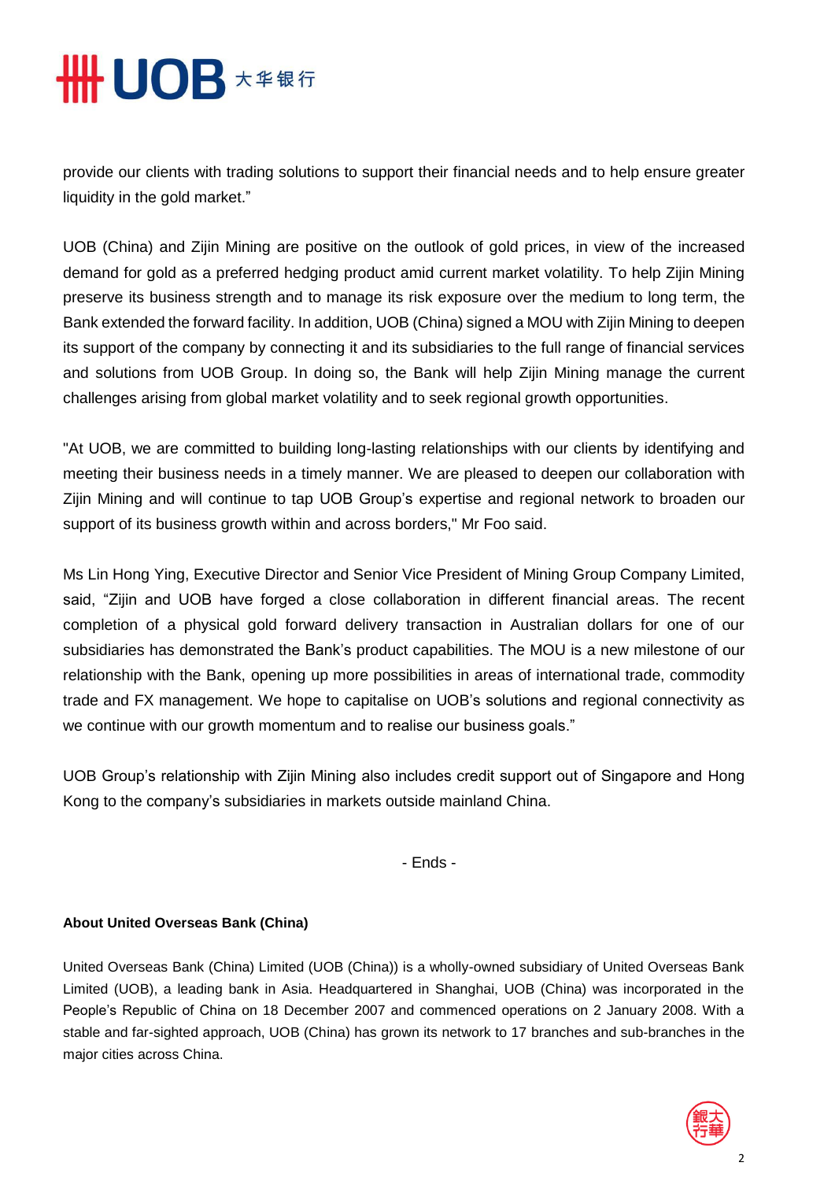provide our clients with trading solutions to support their financial needs and to help ensure greater liquidity in the gold market."

UOB (China) and Zijin Mining are positive on the outlook of gold prices, in view of the increased demand for gold as a preferred hedging product amid current market volatility. To help Zijin Mining preserve its business strength and to manage its risk exposure over the medium to long term, the Bank extended the forward facility. In addition, UOB (China) signed a MOU with Zijin Mining to deepen its support of the company by connecting it and its subsidiaries to the full range of financial services and solutions from UOB Group. In doing so, the Bank will help Zijin Mining manage the current challenges arising from global market volatility and to seek regional growth opportunities.

"At UOB, we are committed to building long-lasting relationships with our clients by identifying and meeting their business needs in a timely manner. We are pleased to deepen our collaboration with Zijin Mining and will continue to tap UOB Group's expertise and regional network to broaden our support of its business growth within and across borders," Mr Foo said.

Ms Lin Hong Ying, Executive Director and Senior Vice President of Mining Group Company Limited, said, "Zijin and UOB have forged a close collaboration in different financial areas. The recent completion of a physical gold forward delivery transaction in Australian dollars for one of our subsidiaries has demonstrated the Bank's product capabilities. The MOU is a new milestone of our relationship with the Bank, opening up more possibilities in areas of international trade, commodity trade and FX management. We hope to capitalise on UOB's solutions and regional connectivity as we continue with our growth momentum and to realise our business goals."

UOB Group's relationship with Zijin Mining also includes credit support out of Singapore and Hong Kong to the company's subsidiaries in markets outside mainland China.

- Ends -

**About United Overseas Bank (China)**

United Overseas Bank (China) Limited (UOB (China)) is a wholly-owned subsidiary of United Overseas Bank Limited (UOB), a leading bank in Asia. Headquartered in Shanghai, UOB (China) was incorporated in the People's Republic of China on 18 December 2007 and commenced operations on 2 January 2008. With a stable and far-sighted approach, UOB (China) has grown its network to 17 branches and sub-branches in the major cities across China.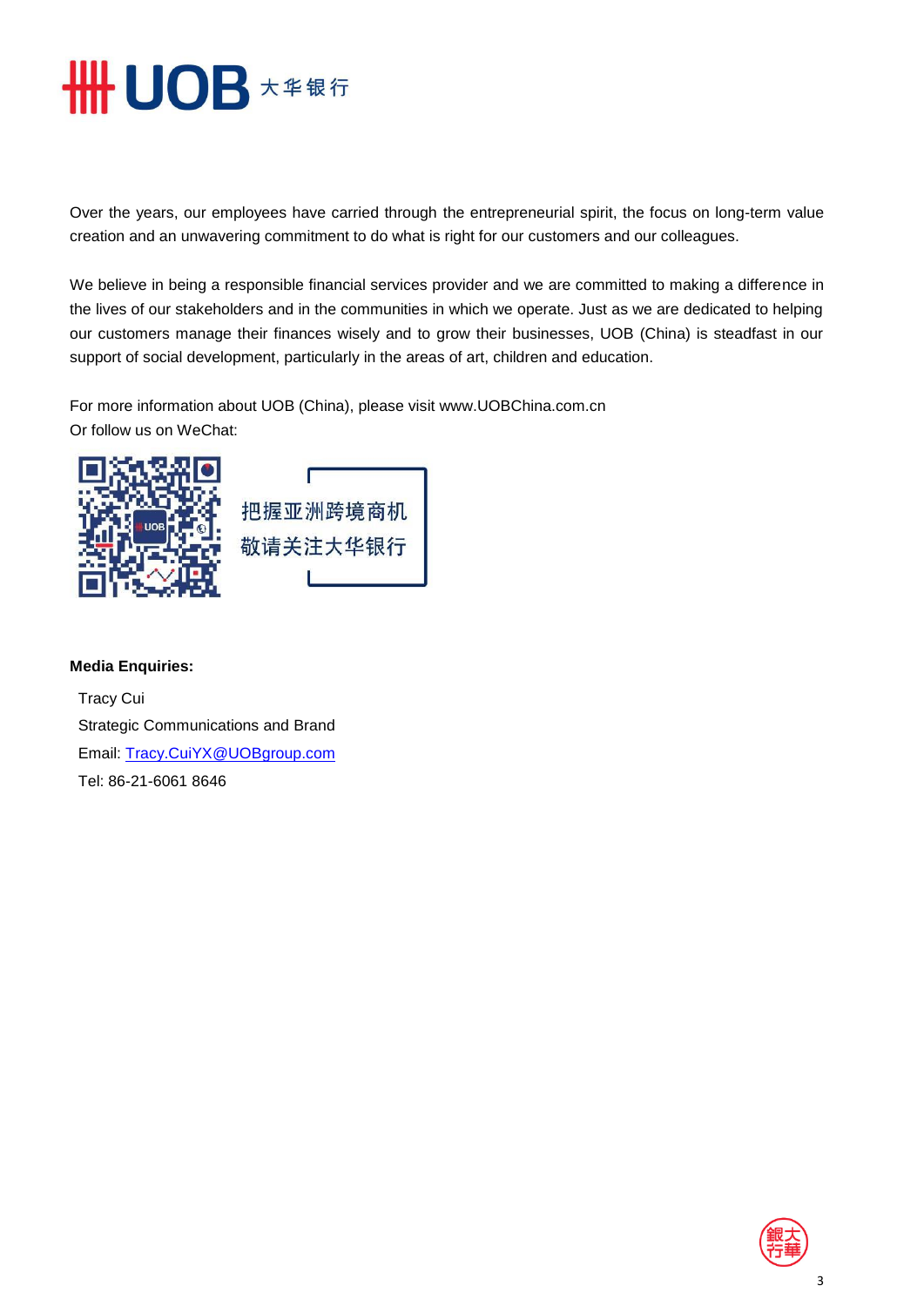Over the years, our employees have carried through the entrepreneurial spirit, the focus on long-term value creation and an unwavering commitment to do what is right for our customers and our colleagues.

We believe in being a responsible financial services provider and we are committed to making a difference in the lives of our stakeholders and in the communities in which we operate. Just as we are dedicated to helping our customers manage their finances wisely and to grow their businesses, UOB (China) is steadfast in our support of social development, particularly in the areas of art, children and education.

For more information about UOB (China), please visit www.UOBChina.com.cn
Or follow us on WeChat:

把握亚洲跨境商机
敬请关注大华银行

**Media Enquiries:**

Tracy Cui
Strategic Communications and Brand
Email: Tracy.CuiYX@UOBgroup.com
Tel: 86-21-6061 8646